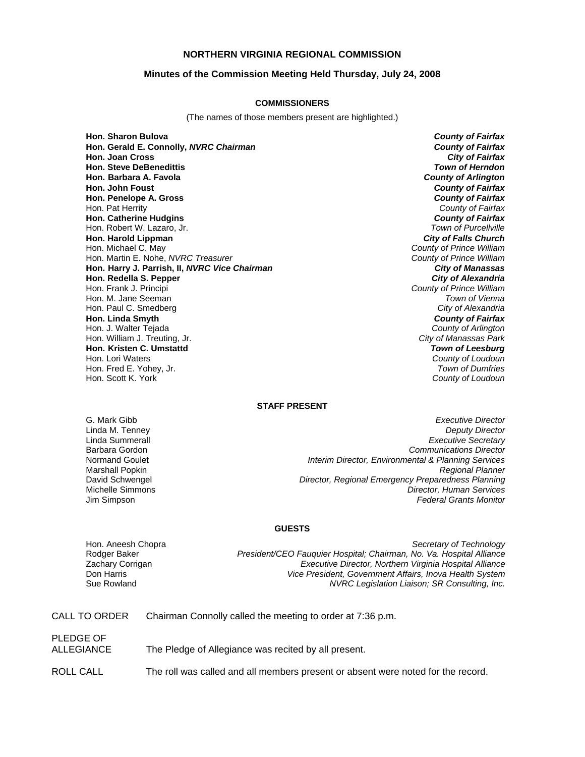# NORTHERN VIRGINIA REGIONAL COMMISSION

## Minutes of the Commission Meeting Held Thursday, July 24, 2008

### COMMISSIONERS

(The names of those members present are highlighted.)

| | |
|---|---|
| **Hon. Sharon Bulova** | ***County of Fairfax*** |
| **Hon. Gerald E. Connolly, *NVRC Chairman*** | ***County of Fairfax*** |
| **Hon. Joan Cross** | ***City of Fairfax*** |
| **Hon. Steve DeBenedittis** | ***Town of Herndon*** |
| **Hon. Barbara A. Favola** | ***County of Arlington*** |
| **Hon. John Foust** | ***County of Fairfax*** |
| **Hon. Penelope A. Gross** | ***County of Fairfax*** |
| Hon. Pat Herrity | *County of Fairfax* |
| **Hon. Catherine Hudgins** | ***County of Fairfax*** |
| Hon. Robert W. Lazaro, Jr. | *Town of Purcellville* |
| **Hon. Harold Lippman** | ***City of Falls Church*** |
| Hon. Michael C. May | *County of Prince William* |
| Hon. Martin E. Nohe, *NVRC Treasurer* | *County of Prince William* |
| **Hon. Harry J. Parrish, II, *NVRC Vice Chairman*** | ***City of Manassas*** |
| **Hon. Redella S. Pepper** | ***City of Alexandria*** |
| Hon. Frank J. Principi | *County of Prince William* |
| Hon. M. Jane Seeman | *Town of Vienna* |
| Hon. Paul C. Smedberg | *City of Alexandria* |
| **Hon. Linda Smyth** | ***County of Fairfax*** |
| Hon. J. Walter Tejada | *County of Arlington* |
| Hon. William J. Treuting, Jr. | *City of Manassas Park* |
| **Hon. Kristen C. Umstattd** | ***Town of Leesburg*** |
| Hon. Lori Waters | *County of Loudoun* |
| Hon. Fred E. Yohey, Jr. | *Town of Dumfries* |
| Hon. Scott K. York | *County of Loudoun* |

### STAFF PRESENT

| | |
|---|---|
| G. Mark Gibb | *Executive Director* |
| Linda M. Tenney | *Deputy Director* |
| Linda Summerall | *Executive Secretary* |
| Barbara Gordon | *Communications Director* |
| Normand Goulet | *Interim Director, Environmental & Planning Services* |
| Marshall Popkin | *Regional Planner* |
| David Schwengel | *Director, Regional Emergency Preparedness Planning* |
| Michelle Simmons | *Director, Human Services* |
| Jim Simpson | *Federal Grants Monitor* |

### GUESTS

| | |
|---|---|
| Hon. Aneesh Chopra | *Secretary of Technology* |
| Rodger Baker | *President/CEO Fauquier Hospital; Chairman, No. Va. Hospital Alliance* |
| Zachary Corrigan | *Executive Director, Northern Virginia Hospital Alliance* |
| Don Harris | *Vice President, Government Affairs, Inova Health System* |
| Sue Rowland | *NVRC Legislation Liaison; SR Consulting, Inc.* |

CALL TO ORDER — Chairman Connolly called the meeting to order at 7:36 p.m.

PLEDGE OF ALLEGIANCE — The Pledge of Allegiance was recited by all present.

ROLL CALL — The roll was called and all members present or absent were noted for the record.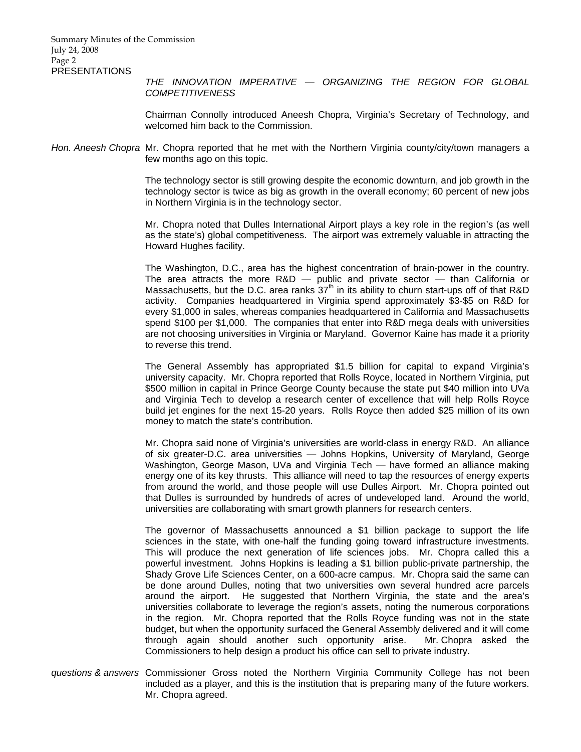PRESENTATIONS

*THE INNOVATION IMPERATIVE — ORGANIZING THE REGION FOR GLOBAL COMPETITIVENESS*

Chairman Connolly introduced Aneesh Chopra, Virginia's Secretary of Technology, and welcomed him back to the Commission.

*Hon. Aneesh Chopra* Mr. Chopra reported that he met with the Northern Virginia county/city/town managers a few months ago on this topic.

The technology sector is still growing despite the economic downturn, and job growth in the technology sector is twice as big as growth in the overall economy; 60 percent of new jobs in Northern Virginia is in the technology sector.

Mr. Chopra noted that Dulles International Airport plays a key role in the region's (as well as the state's) global competitiveness. The airport was extremely valuable in attracting the Howard Hughes facility.

The Washington, D.C., area has the highest concentration of brain-power in the country. The area attracts the more R&D — public and private sector — than California or Massachusetts, but the D.C. area ranks 37th in its ability to churn start-ups off of that R&D activity. Companies headquartered in Virginia spend approximately $3-$5 on R&D for every $1,000 in sales, whereas companies headquartered in California and Massachusetts spend $100 per $1,000. The companies that enter into R&D mega deals with universities are not choosing universities in Virginia or Maryland. Governor Kaine has made it a priority to reverse this trend.

The General Assembly has appropriated $1.5 billion for capital to expand Virginia's university capacity. Mr. Chopra reported that Rolls Royce, located in Northern Virginia, put $500 million in capital in Prince George County because the state put $40 million into UVa and Virginia Tech to develop a research center of excellence that will help Rolls Royce build jet engines for the next 15-20 years. Rolls Royce then added $25 million of its own money to match the state's contribution.

Mr. Chopra said none of Virginia's universities are world-class in energy R&D. An alliance of six greater-D.C. area universities — Johns Hopkins, University of Maryland, George Washington, George Mason, UVa and Virginia Tech — have formed an alliance making energy one of its key thrusts. This alliance will need to tap the resources of energy experts from around the world, and those people will use Dulles Airport. Mr. Chopra pointed out that Dulles is surrounded by hundreds of acres of undeveloped land. Around the world, universities are collaborating with smart growth planners for research centers.

The governor of Massachusetts announced a $1 billion package to support the life sciences in the state, with one-half the funding going toward infrastructure investments. This will produce the next generation of life sciences jobs. Mr. Chopra called this a powerful investment. Johns Hopkins is leading a $1 billion public-private partnership, the Shady Grove Life Sciences Center, on a 600-acre campus. Mr. Chopra said the same can be done around Dulles, noting that two universities own several hundred acre parcels around the airport. He suggested that Northern Virginia, the state and the area's universities collaborate to leverage the region's assets, noting the numerous corporations in the region. Mr. Chopra reported that the Rolls Royce funding was not in the state budget, but when the opportunity surfaced the General Assembly delivered and it will come through again should another such opportunity arise. Mr. Chopra asked the Commissioners to help design a product his office can sell to private industry.

*questions & answers* Commissioner Gross noted the Northern Virginia Community College has not been included as a player, and this is the institution that is preparing many of the future workers. Mr. Chopra agreed.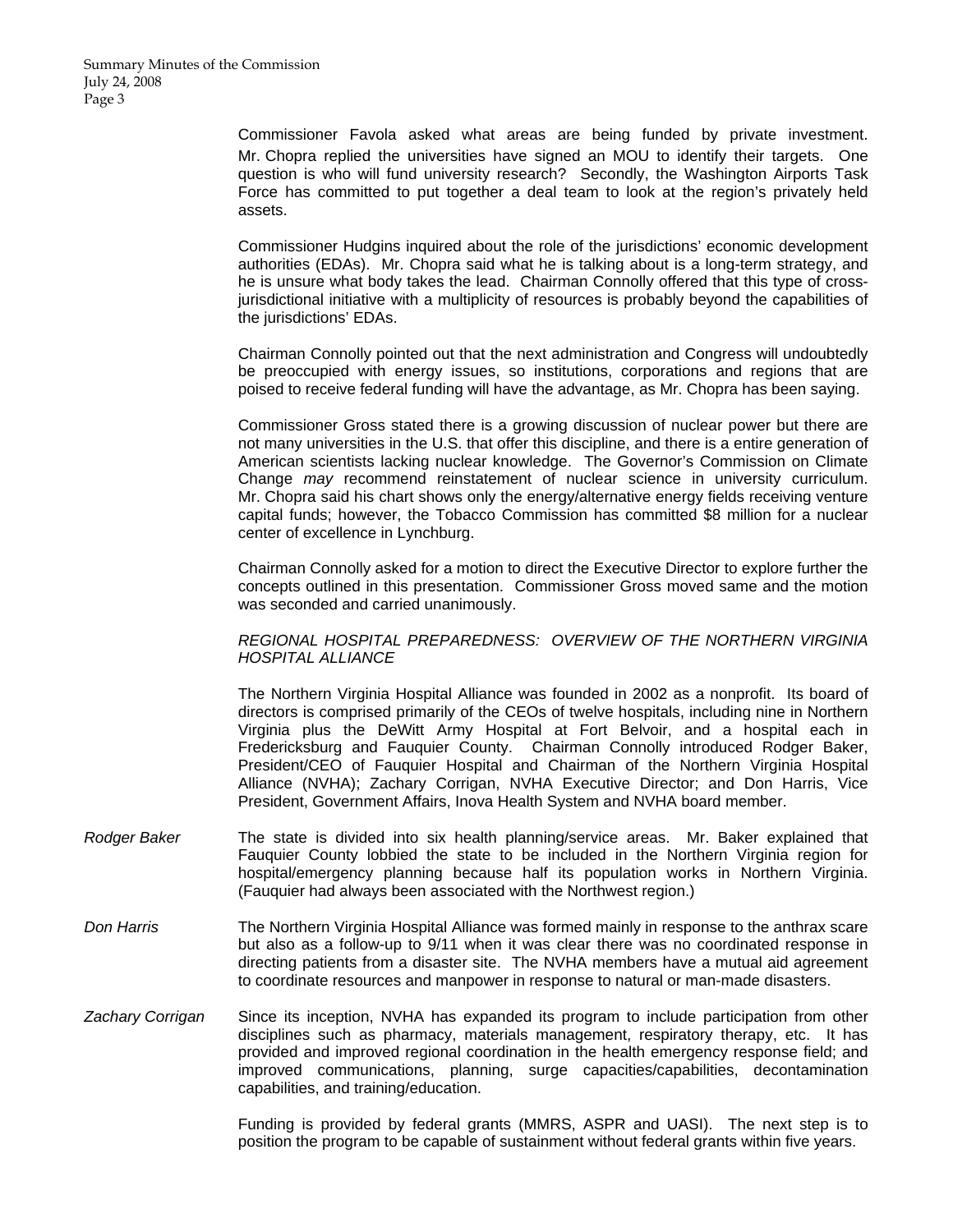Commissioner Favola asked what areas are being funded by private investment. Mr. Chopra replied the universities have signed an MOU to identify their targets. One question is who will fund university research? Secondly, the Washington Airports Task Force has committed to put together a deal team to look at the region's privately held assets.

Commissioner Hudgins inquired about the role of the jurisdictions' economic development authorities (EDAs). Mr. Chopra said what he is talking about is a long-term strategy, and he is unsure what body takes the lead. Chairman Connolly offered that this type of cross-jurisdictional initiative with a multiplicity of resources is probably beyond the capabilities of the jurisdictions' EDAs.

Chairman Connolly pointed out that the next administration and Congress will undoubtedly be preoccupied with energy issues, so institutions, corporations and regions that are poised to receive federal funding will have the advantage, as Mr. Chopra has been saying.

Commissioner Gross stated there is a growing discussion of nuclear power but there are not many universities in the U.S. that offer this discipline, and there is a entire generation of American scientists lacking nuclear knowledge. The Governor's Commission on Climate Change *may* recommend reinstatement of nuclear science in university curriculum. Mr. Chopra said his chart shows only the energy/alternative energy fields receiving venture capital funds; however, the Tobacco Commission has committed $8 million for a nuclear center of excellence in Lynchburg.

Chairman Connolly asked for a motion to direct the Executive Director to explore further the concepts outlined in this presentation. Commissioner Gross moved same and the motion was seconded and carried unanimously.

*REGIONAL HOSPITAL PREPAREDNESS: OVERVIEW OF THE NORTHERN VIRGINIA HOSPITAL ALLIANCE*

The Northern Virginia Hospital Alliance was founded in 2002 as a nonprofit. Its board of directors is comprised primarily of the CEOs of twelve hospitals, including nine in Northern Virginia plus the DeWitt Army Hospital at Fort Belvoir, and a hospital each in Fredericksburg and Fauquier County. Chairman Connolly introduced Rodger Baker, President/CEO of Fauquier Hospital and Chairman of the Northern Virginia Hospital Alliance (NVHA); Zachary Corrigan, NVHA Executive Director; and Don Harris, Vice President, Government Affairs, Inova Health System and NVHA board member.

*Rodger Baker* — The state is divided into six health planning/service areas. Mr. Baker explained that Fauquier County lobbied the state to be included in the Northern Virginia region for hospital/emergency planning because half its population works in Northern Virginia. (Fauquier had always been associated with the Northwest region.)

*Don Harris* — The Northern Virginia Hospital Alliance was formed mainly in response to the anthrax scare but also as a follow-up to 9/11 when it was clear there was no coordinated response in directing patients from a disaster site. The NVHA members have a mutual aid agreement to coordinate resources and manpower in response to natural or man-made disasters.

*Zachary Corrigan* — Since its inception, NVHA has expanded its program to include participation from other disciplines such as pharmacy, materials management, respiratory therapy, etc. It has provided and improved regional coordination in the health emergency response field; and improved communications, planning, surge capacities/capabilities, decontamination capabilities, and training/education.

Funding is provided by federal grants (MMRS, ASPR and UASI). The next step is to position the program to be capable of sustainment without federal grants within five years.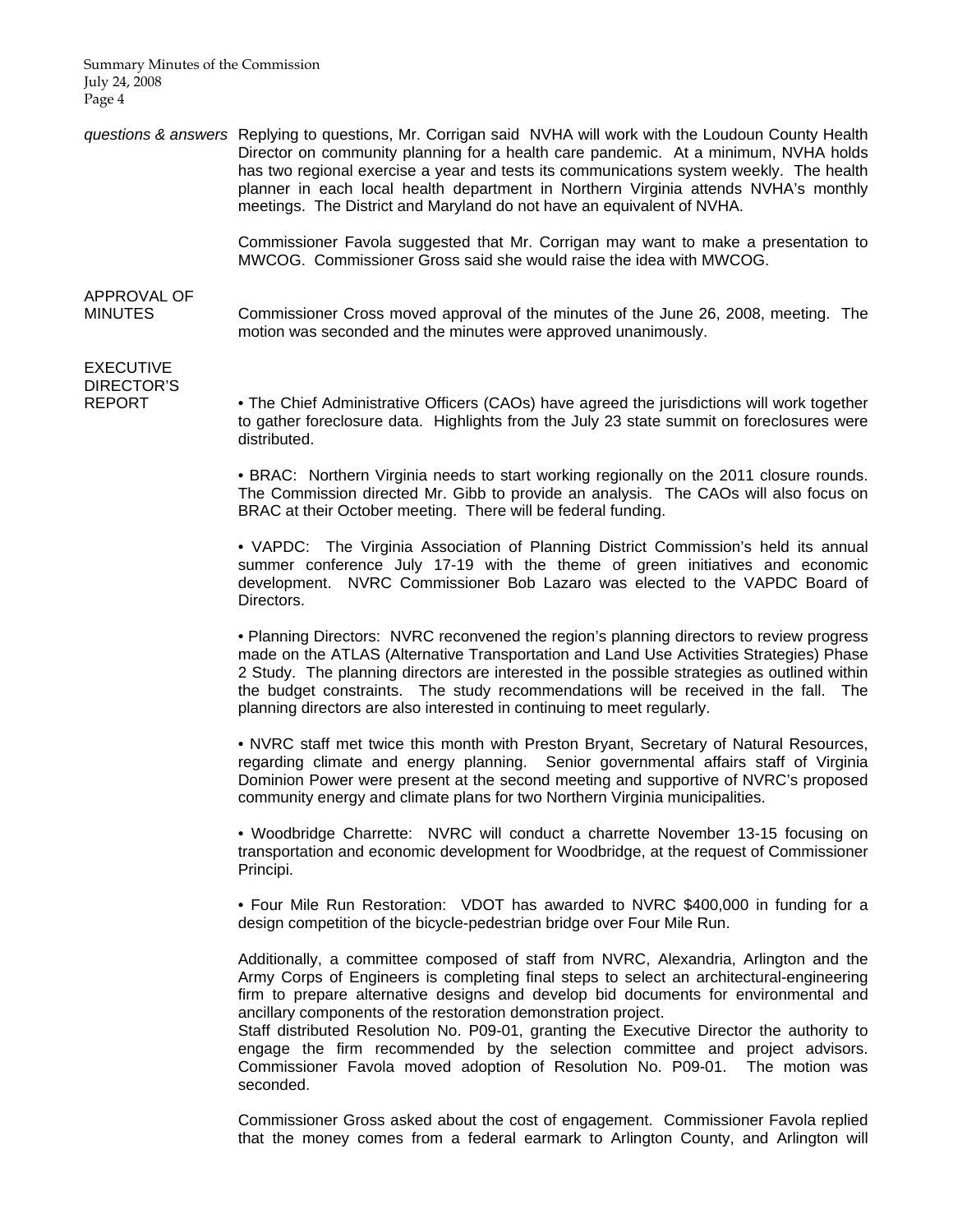*questions & answers* Replying to questions, Mr. Corrigan said NVHA will work with the Loudoun County Health Director on community planning for a health care pandemic. At a minimum, NVHA holds has two regional exercise a year and tests its communications system weekly. The health planner in each local health department in Northern Virginia attends NVHA's monthly meetings. The District and Maryland do not have an equivalent of NVHA.

Commissioner Favola suggested that Mr. Corrigan may want to make a presentation to MWCOG. Commissioner Gross said she would raise the idea with MWCOG.

APPROVAL OF MINUTES

Commissioner Cross moved approval of the minutes of the June 26, 2008, meeting. The motion was seconded and the minutes were approved unanimously.

EXECUTIVE DIRECTOR'S REPORT

• The Chief Administrative Officers (CAOs) have agreed the jurisdictions will work together to gather foreclosure data. Highlights from the July 23 state summit on foreclosures were distributed.

• BRAC: Northern Virginia needs to start working regionally on the 2011 closure rounds. The Commission directed Mr. Gibb to provide an analysis. The CAOs will also focus on BRAC at their October meeting. There will be federal funding.

• VAPDC: The Virginia Association of Planning District Commission's held its annual summer conference July 17-19 with the theme of green initiatives and economic development. NVRC Commissioner Bob Lazaro was elected to the VAPDC Board of Directors.

• Planning Directors: NVRC reconvened the region's planning directors to review progress made on the ATLAS (Alternative Transportation and Land Use Activities Strategies) Phase 2 Study. The planning directors are interested in the possible strategies as outlined within the budget constraints. The study recommendations will be received in the fall. The planning directors are also interested in continuing to meet regularly.

• NVRC staff met twice this month with Preston Bryant, Secretary of Natural Resources, regarding climate and energy planning. Senior governmental affairs staff of Virginia Dominion Power were present at the second meeting and supportive of NVRC's proposed community energy and climate plans for two Northern Virginia municipalities.

• Woodbridge Charrette: NVRC will conduct a charrette November 13-15 focusing on transportation and economic development for Woodbridge, at the request of Commissioner Principi.

• Four Mile Run Restoration: VDOT has awarded to NVRC $400,000 in funding for a design competition of the bicycle-pedestrian bridge over Four Mile Run.

Additionally, a committee composed of staff from NVRC, Alexandria, Arlington and the Army Corps of Engineers is completing final steps to select an architectural-engineering firm to prepare alternative designs and develop bid documents for environmental and ancillary components of the restoration demonstration project.
Staff distributed Resolution No. P09-01, granting the Executive Director the authority to engage the firm recommended by the selection committee and project advisors. Commissioner Favola moved adoption of Resolution No. P09-01. The motion was seconded.

Commissioner Gross asked about the cost of engagement. Commissioner Favola replied that the money comes from a federal earmark to Arlington County, and Arlington will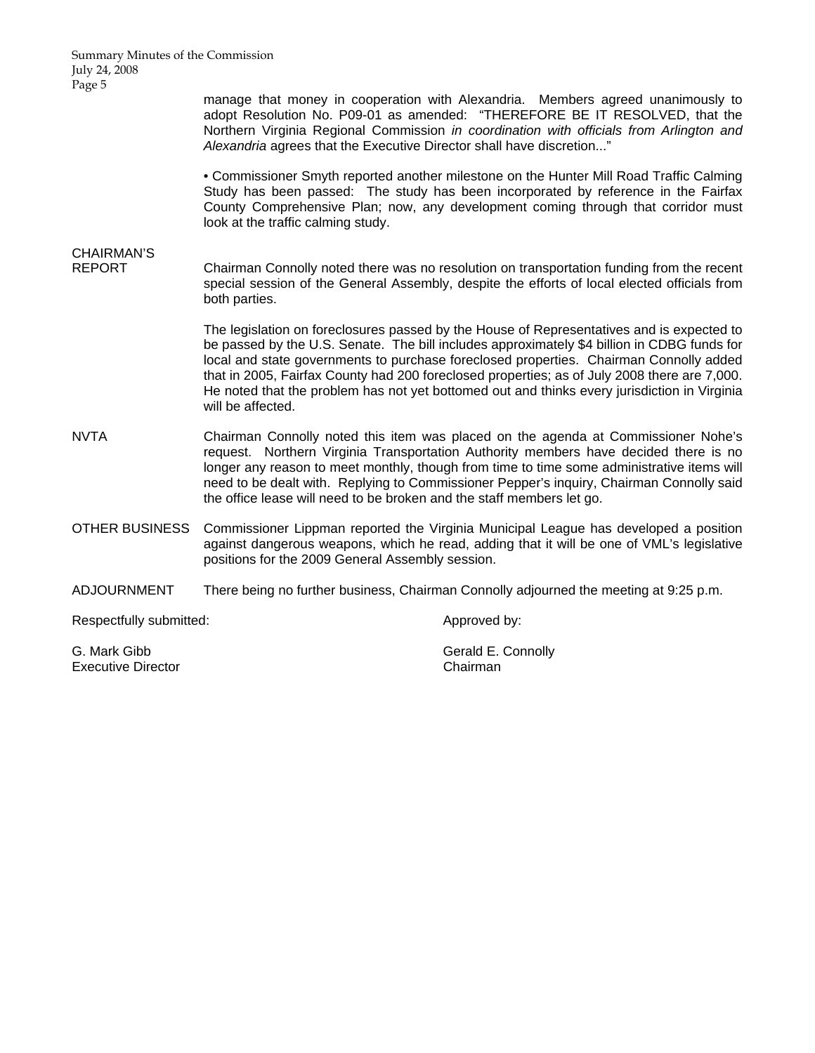manage that money in cooperation with Alexandria. Members agreed unanimously to adopt Resolution No. P09-01 as amended: "THEREFORE BE IT RESOLVED, that the Northern Virginia Regional Commission *in coordination with officials from Arlington and Alexandria* agrees that the Executive Director shall have discretion..."

• Commissioner Smyth reported another milestone on the Hunter Mill Road Traffic Calming Study has been passed: The study has been incorporated by reference in the Fairfax County Comprehensive Plan; now, any development coming through that corridor must look at the traffic calming study.

CHAIRMAN'S REPORT

Chairman Connolly noted there was no resolution on transportation funding from the recent special session of the General Assembly, despite the efforts of local elected officials from both parties.

The legislation on foreclosures passed by the House of Representatives and is expected to be passed by the U.S. Senate. The bill includes approximately $4 billion in CDBG funds for local and state governments to purchase foreclosed properties. Chairman Connolly added that in 2005, Fairfax County had 200 foreclosed properties; as of July 2008 there are 7,000. He noted that the problem has not yet bottomed out and thinks every jurisdiction in Virginia will be affected.

NVTA

Chairman Connolly noted this item was placed on the agenda at Commissioner Nohe's request. Northern Virginia Transportation Authority members have decided there is no longer any reason to meet monthly, though from time to time some administrative items will need to be dealt with. Replying to Commissioner Pepper's inquiry, Chairman Connolly said the office lease will need to be broken and the staff members let go.

OTHER BUSINESS

Commissioner Lippman reported the Virginia Municipal League has developed a position against dangerous weapons, which he read, adding that it will be one of VML's legislative positions for the 2009 General Assembly session.

ADJOURNMENT

There being no further business, Chairman Connolly adjourned the meeting at 9:25 p.m.

Respectfully submitted:

G. Mark Gibb
Executive Director

Approved by:

Gerald E. Connolly
Chairman